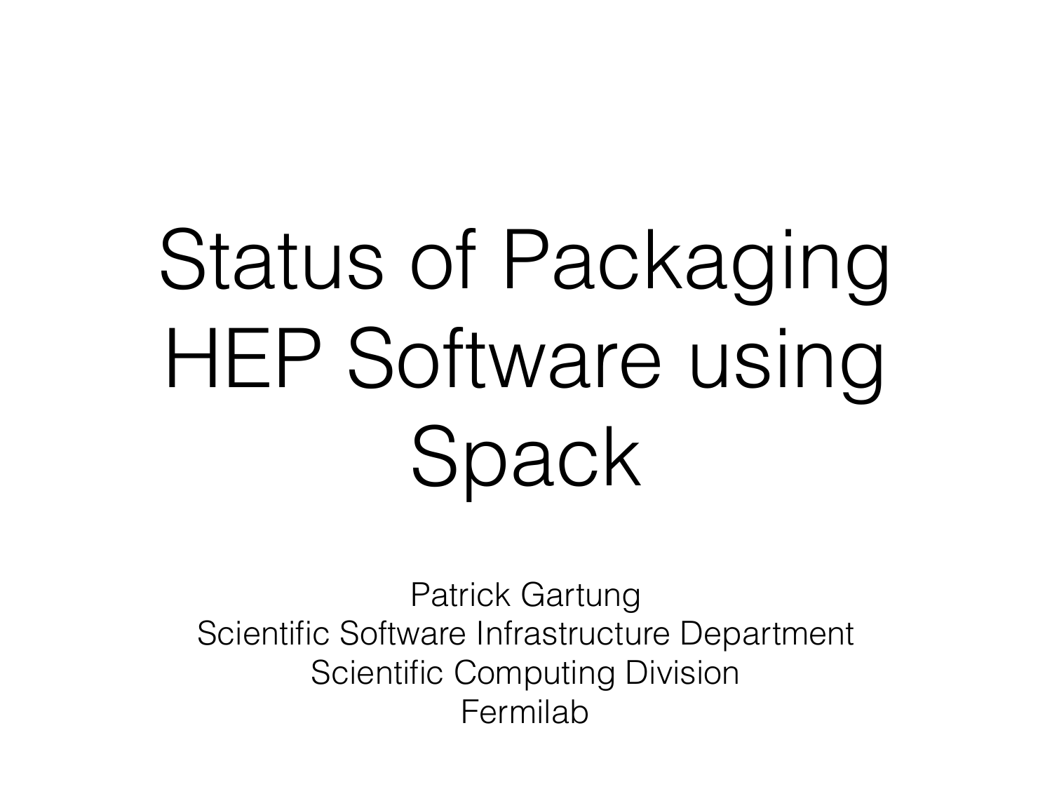# Status of Packaging HEP Software using Spack

Patrick Gartung
Scientific Software Infrastructure Department
Scientific Computing Division
Fermilab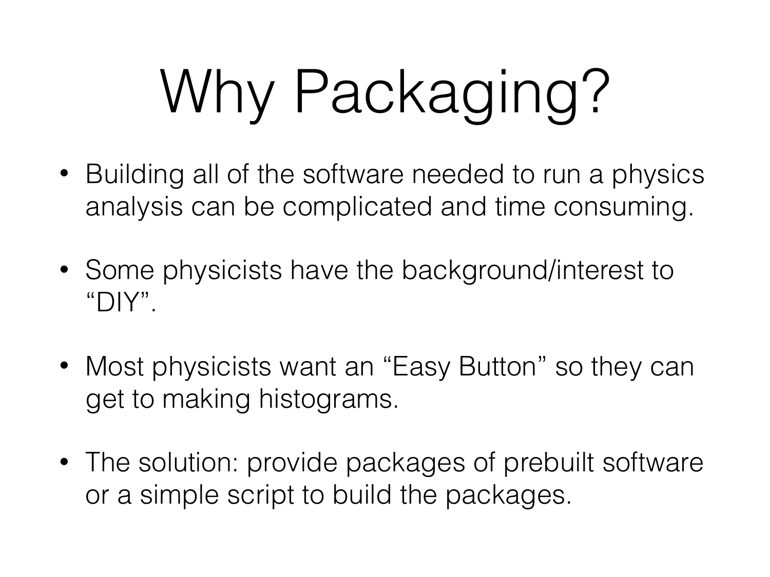# Why Packaging?

- Building all of the software needed to run a physics analysis can be complicated and time consuming.
- Some physicists have the background/interest to "DIY".
- Most physicists want an "Easy Button" so they can get to making histograms.
- The solution: provide packages of prebuilt software or a simple script to build the packages.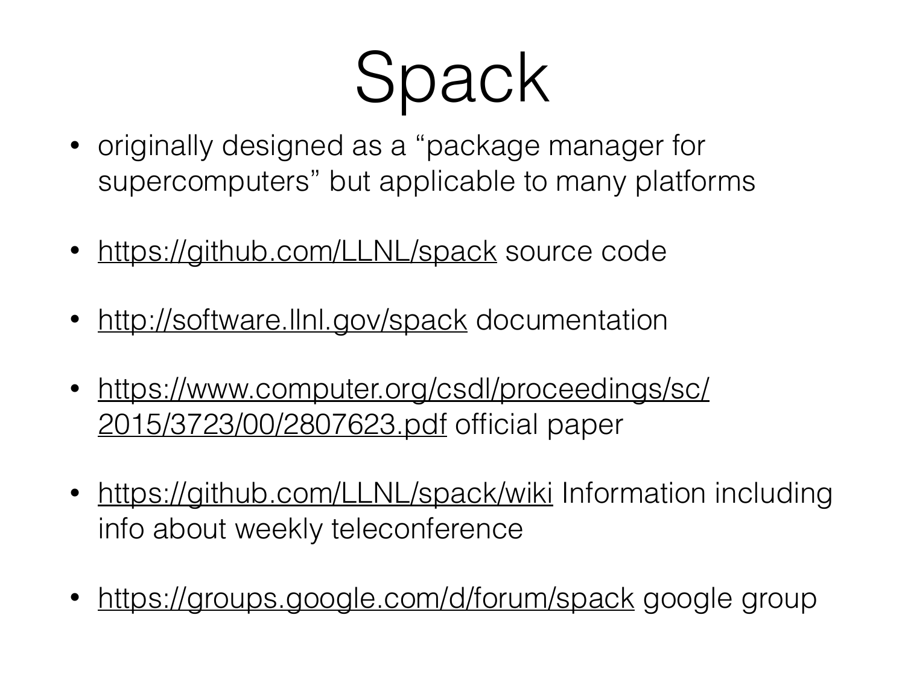# Spack

- originally designed as a "package manager for supercomputers" but applicable to many platforms
- https://github.com/LLNL/spack source code
- http://software.llnl.gov/spack documentation
- https://www.computer.org/csdl/proceedings/sc/2015/3723/00/2807623.pdf official paper
- https://github.com/LLNL/spack/wiki Information including info about weekly teleconference
- https://groups.google.com/d/forum/spack google group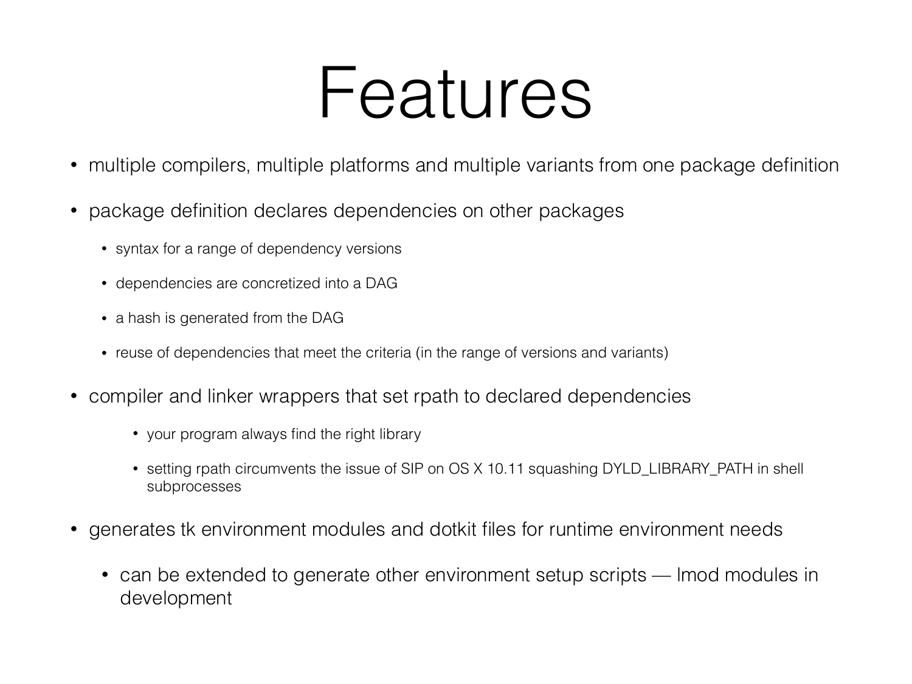# Features

- multiple compilers, multiple platforms and multiple variants from one package definition
- package definition declares dependencies on other packages
  - syntax for a range of dependency versions
  - dependencies are concretized into a DAG
  - a hash is generated from the DAG
  - reuse of dependencies that meet the criteria (in the range of versions and variants)
- compiler and linker wrappers that set rpath to declared dependencies
  - your program always find the right library
  - setting rpath circumvents the issue of SIP on OS X 10.11 squashing DYLD_LIBRARY_PATH in shell subprocesses
- generates tk environment modules and dotkit files for runtime environment needs
  - can be extended to generate other environment setup scripts — lmod modules in development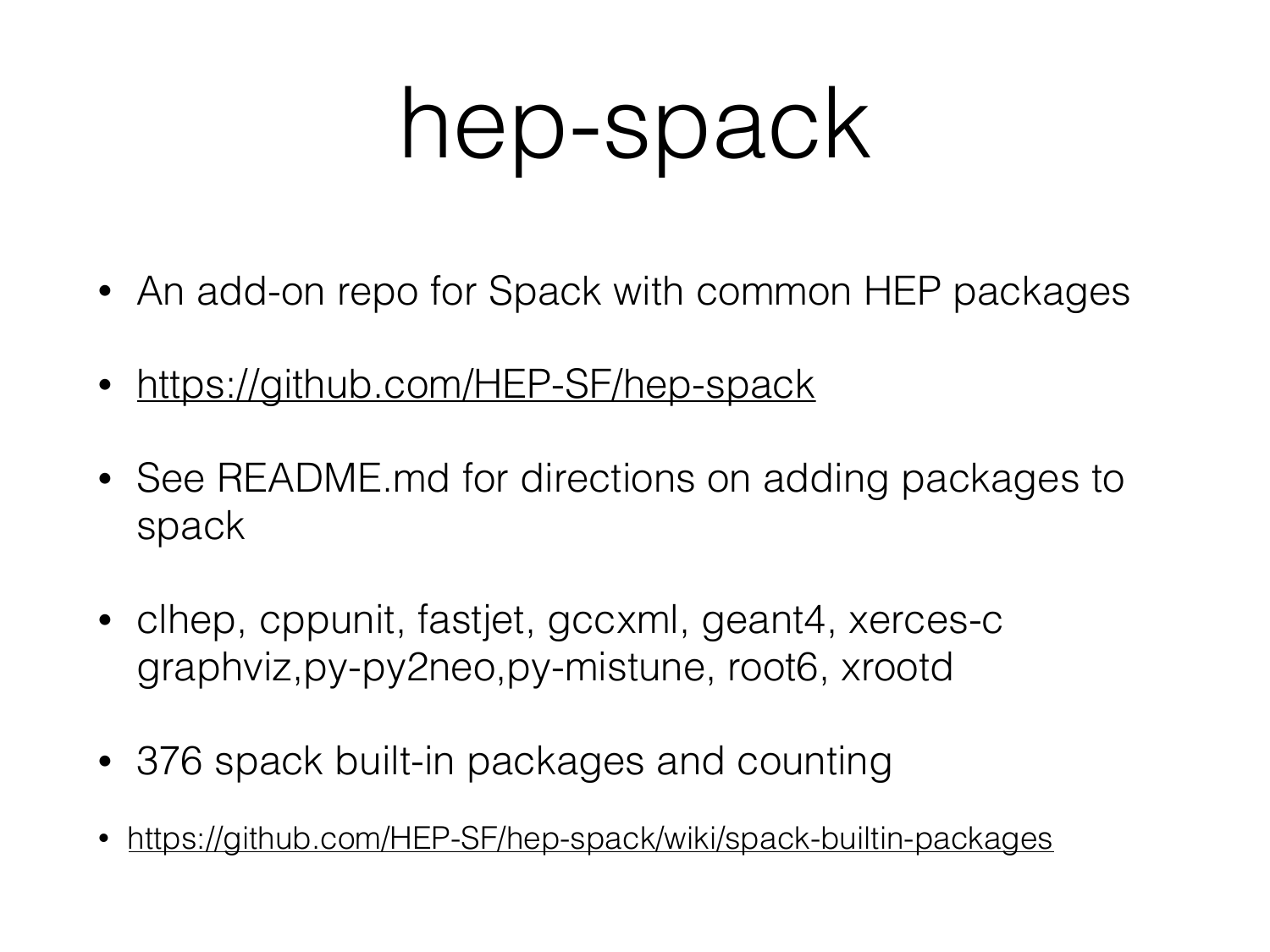# hep-spack

- An add-on repo for Spack with common HEP packages
- https://github.com/HEP-SF/hep-spack
- See README.md for directions on adding packages to spack
- clhep, cppunit, fastjet, gccxml, geant4, xerces-c graphviz,py-py2neo,py-mistune, root6, xrootd
- 376 spack built-in packages and counting
- https://github.com/HEP-SF/hep-spack/wiki/spack-builtin-packages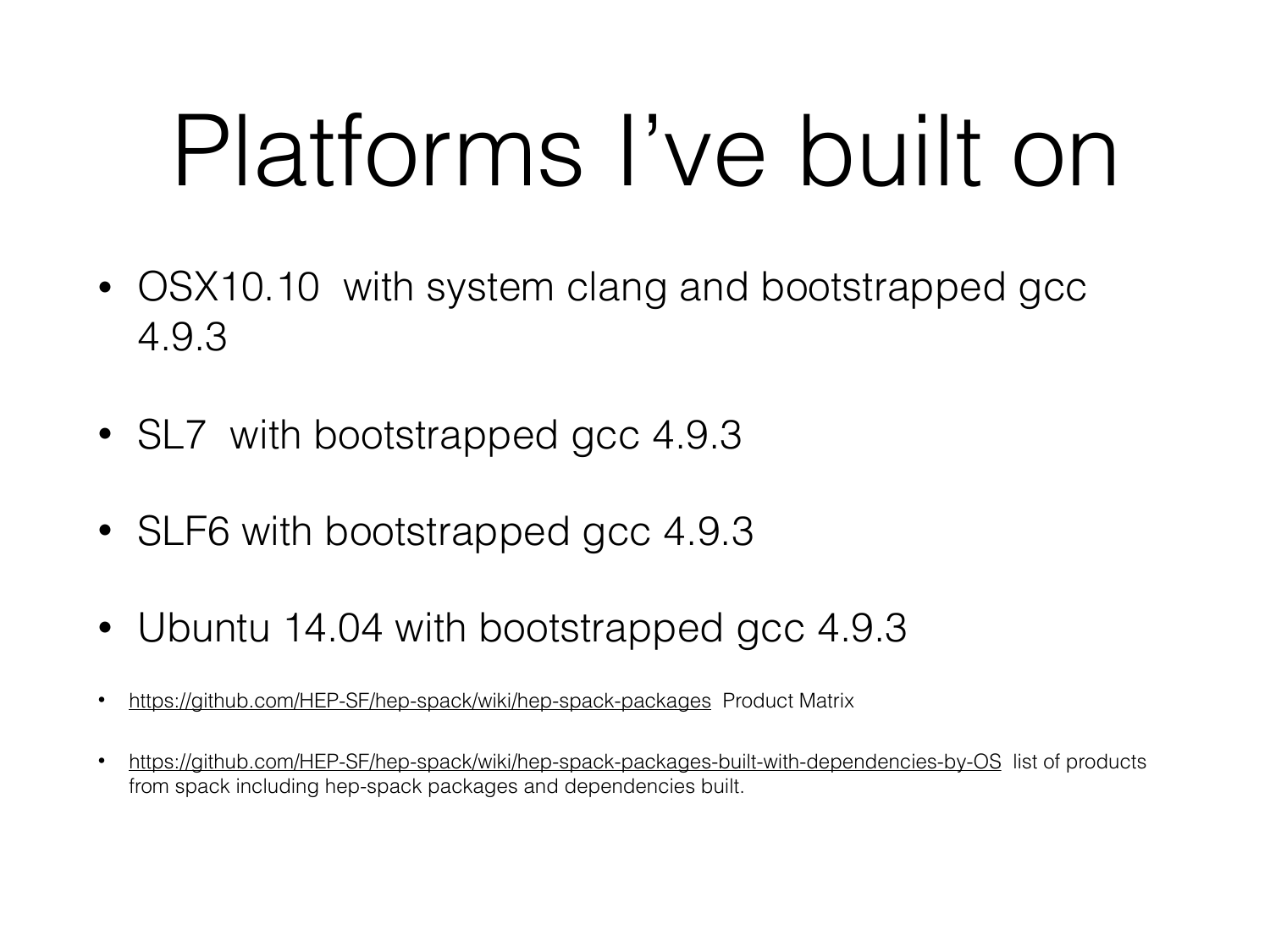# Platforms I've built on

- OSX10.10 with system clang and bootstrapped gcc 4.9.3
- SL7 with bootstrapped gcc 4.9.3
- SLF6 with bootstrapped gcc 4.9.3
- Ubuntu 14.04 with bootstrapped gcc 4.9.3
- https://github.com/HEP-SF/hep-spack/wiki/hep-spack-packages Product Matrix
- https://github.com/HEP-SF/hep-spack/wiki/hep-spack-packages-built-with-dependencies-by-OS list of products from spack including hep-spack packages and dependencies built.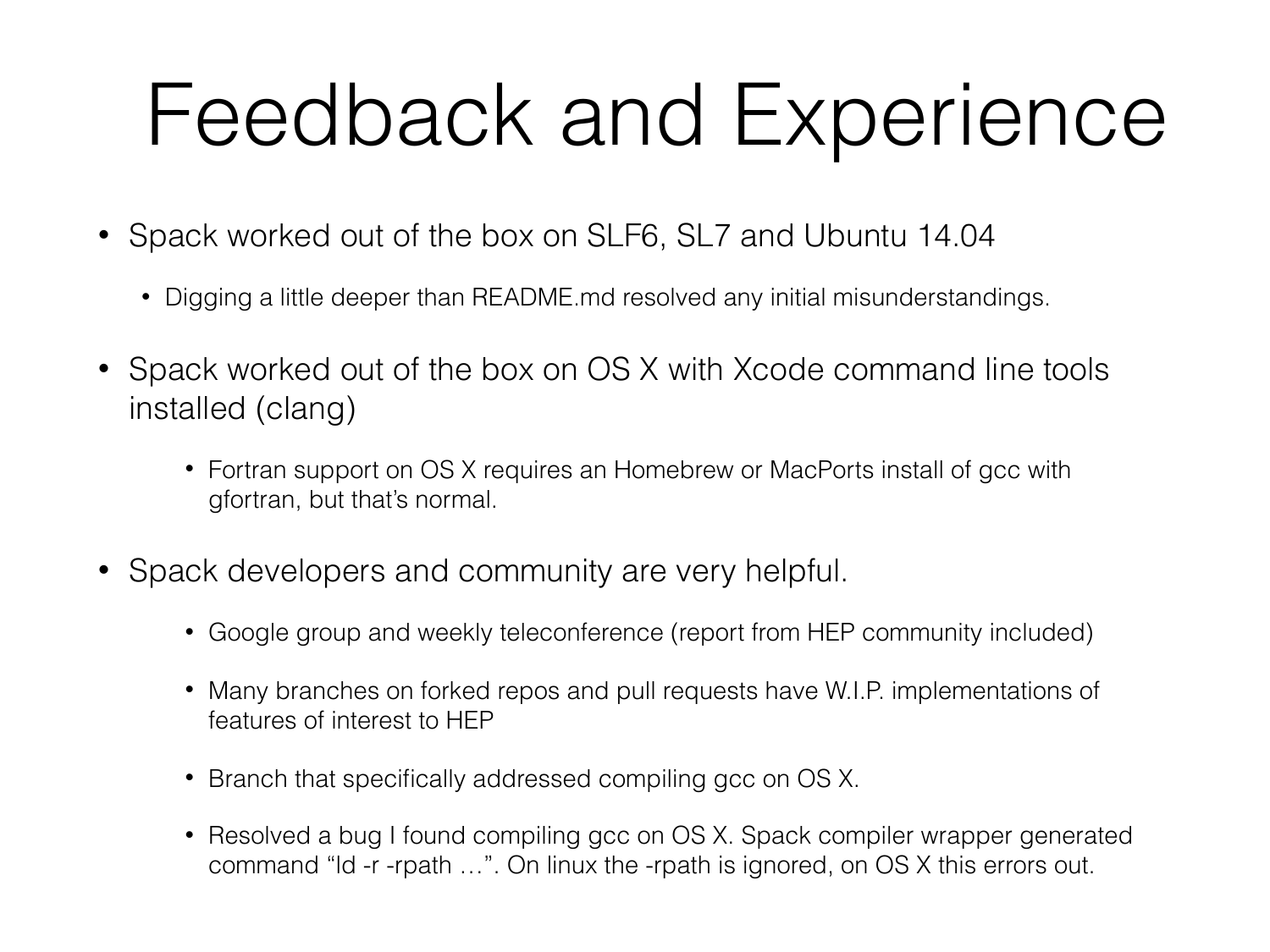# Feedback and Experience

- Spack worked out of the box on SLF6, SL7 and Ubuntu 14.04
  - Digging a little deeper than README.md resolved any initial misunderstandings.
- Spack worked out of the box on OS X with Xcode command line tools installed (clang)
  - Fortran support on OS X requires an Homebrew or MacPorts install of gcc with gfortran, but that's normal.
- Spack developers and community are very helpful.
  - Google group and weekly teleconference (report from HEP community included)
  - Many branches on forked repos and pull requests have W.I.P. implementations of features of interest to HEP
  - Branch that specifically addressed compiling gcc on OS X.
  - Resolved a bug I found compiling gcc on OS X. Spack compiler wrapper generated command "ld -r -rpath …". On linux the -rpath is ignored, on OS X this errors out.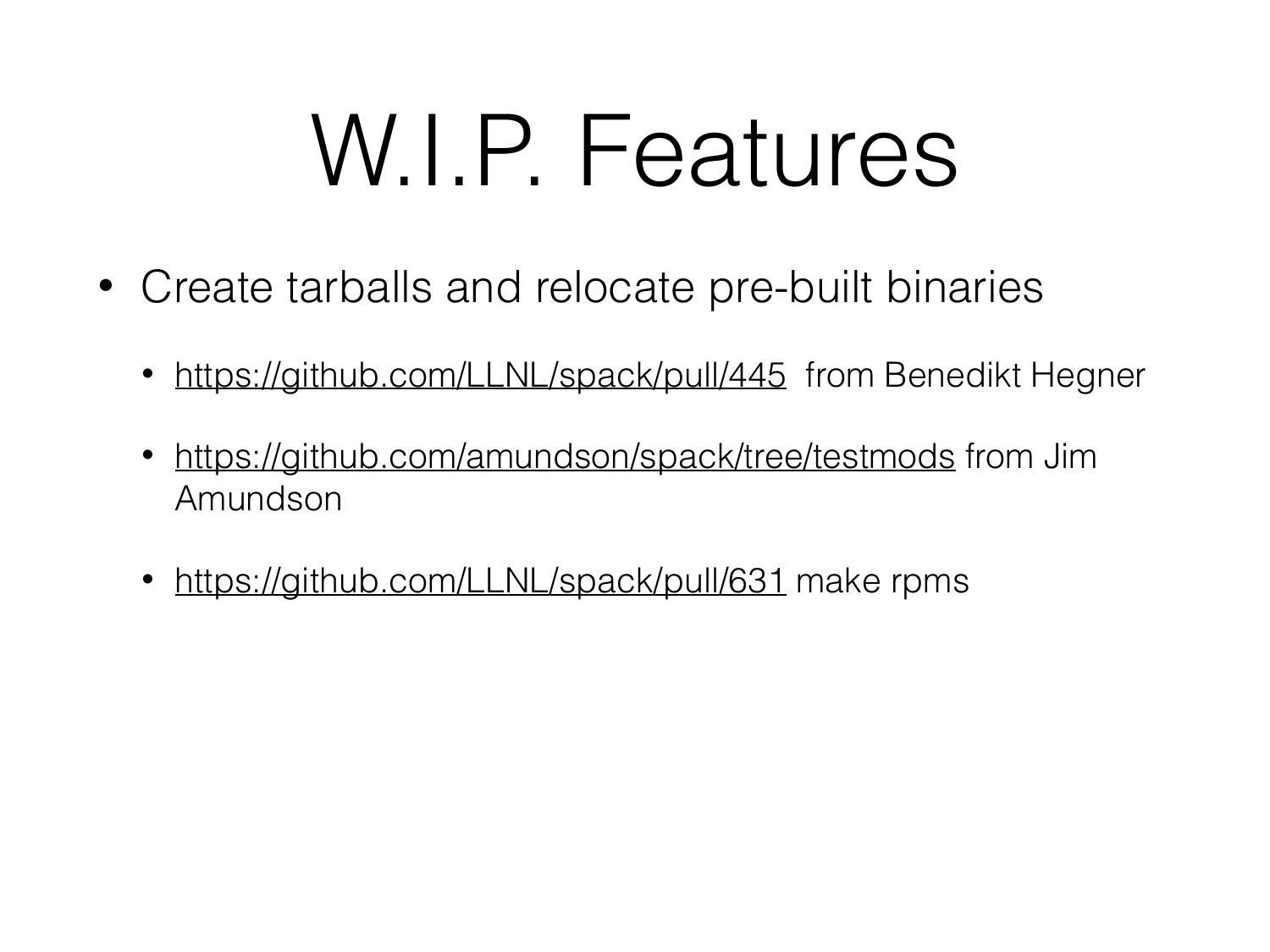# W.I.P. Features

- Create tarballs and relocate pre-built binaries
  - https://github.com/LLNL/spack/pull/445 from Benedikt Hegner
  - https://github.com/amundson/spack/tree/testmods from Jim Amundson
  - https://github.com/LLNL/spack/pull/631 make rpms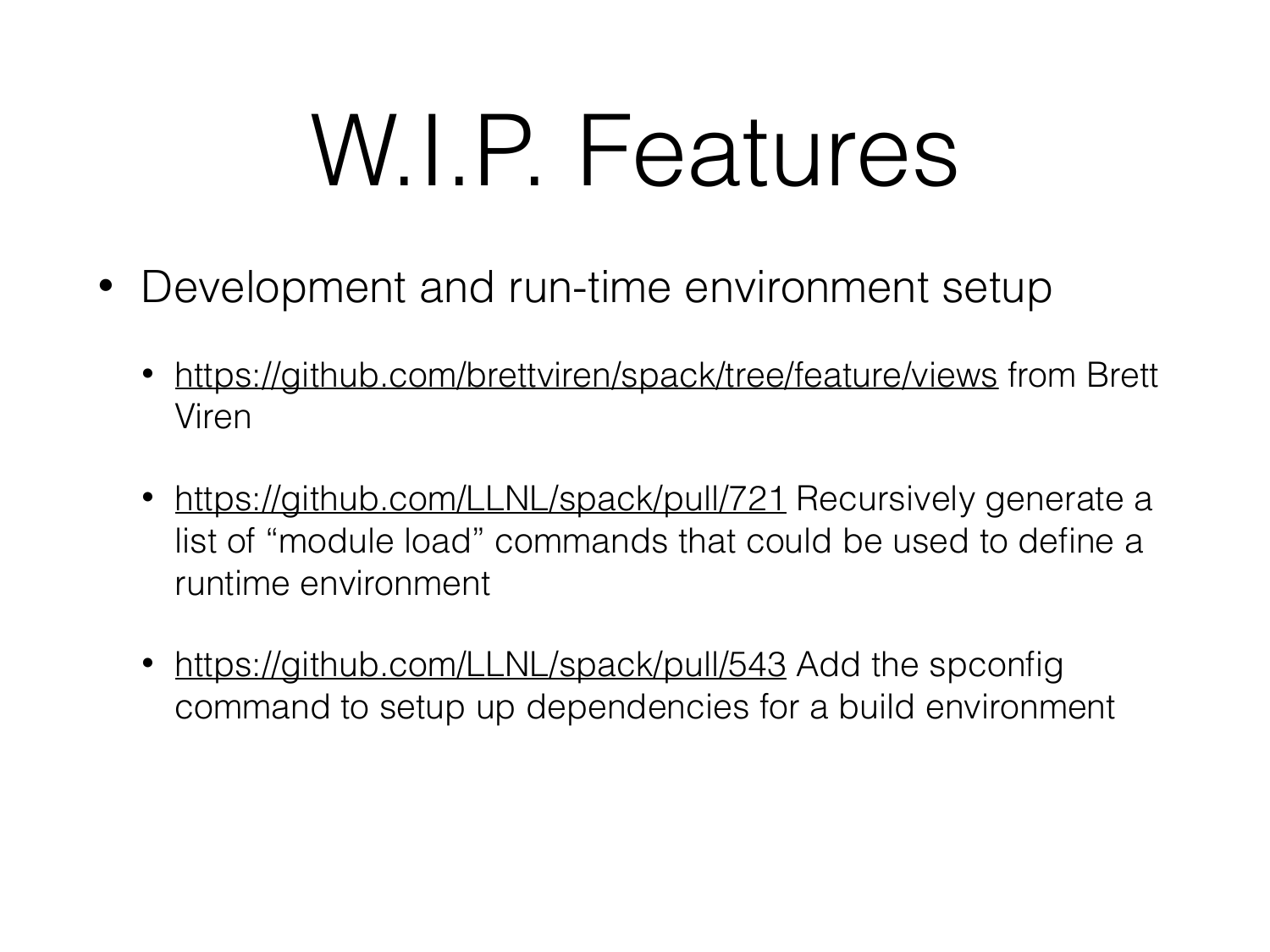# W.I.P. Features

- Development and run-time environment setup
  - https://github.com/brettviren/spack/tree/feature/views from Brett Viren
  - https://github.com/LLNL/spack/pull/721 Recursively generate a list of "module load" commands that could be used to define a runtime environment
  - https://github.com/LLNL/spack/pull/543 Add the spconfig command to setup up dependencies for a build environment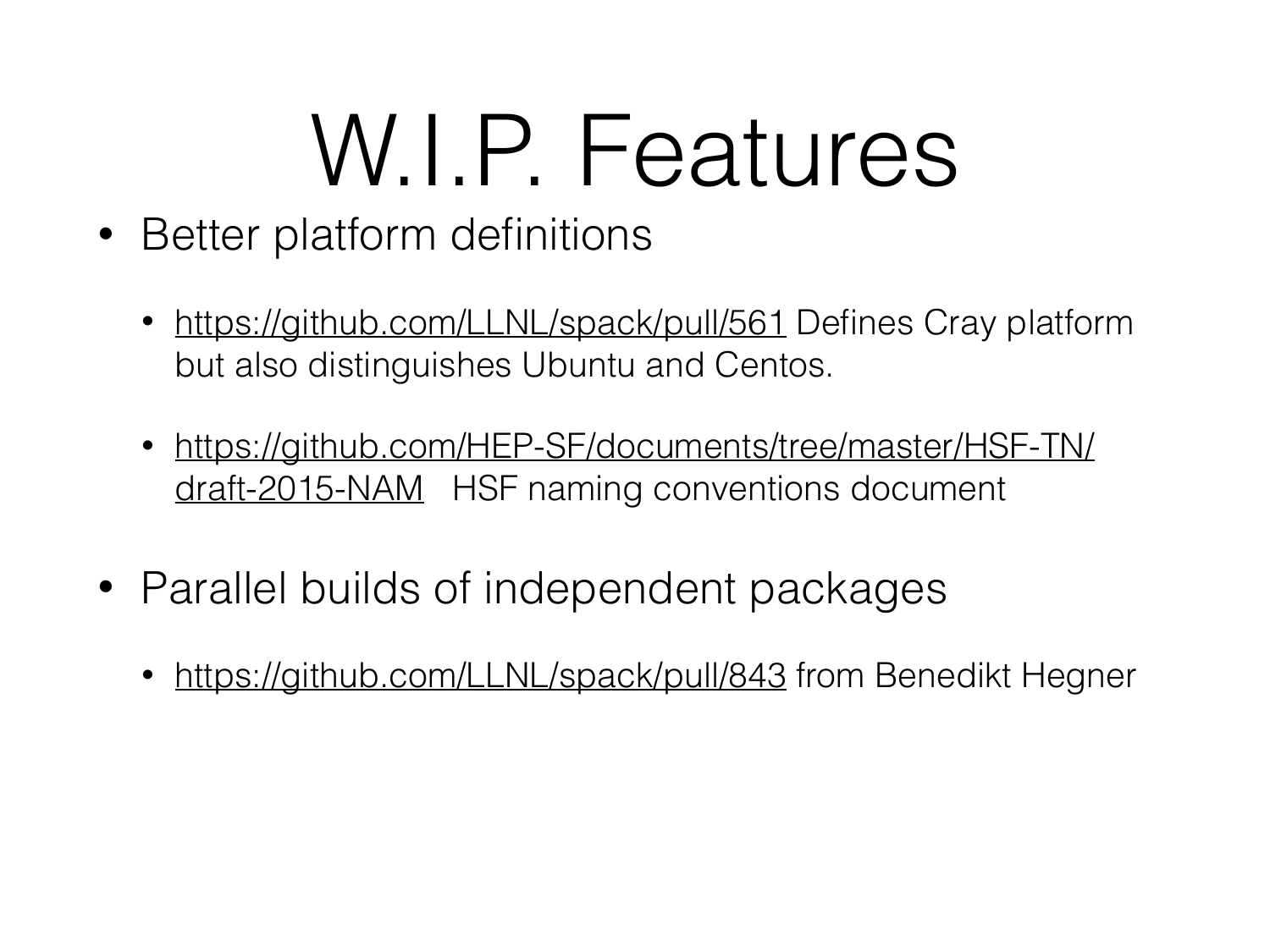# W.I.P. Features

- Better platform definitions
  - https://github.com/LLNL/spack/pull/561 Defines Cray platform but also distinguishes Ubuntu and Centos.
  - https://github.com/HEP-SF/documents/tree/master/HSF-TN/draft-2015-NAM HSF naming conventions document
- Parallel builds of independent packages
  - https://github.com/LLNL/spack/pull/843 from Benedikt Hegner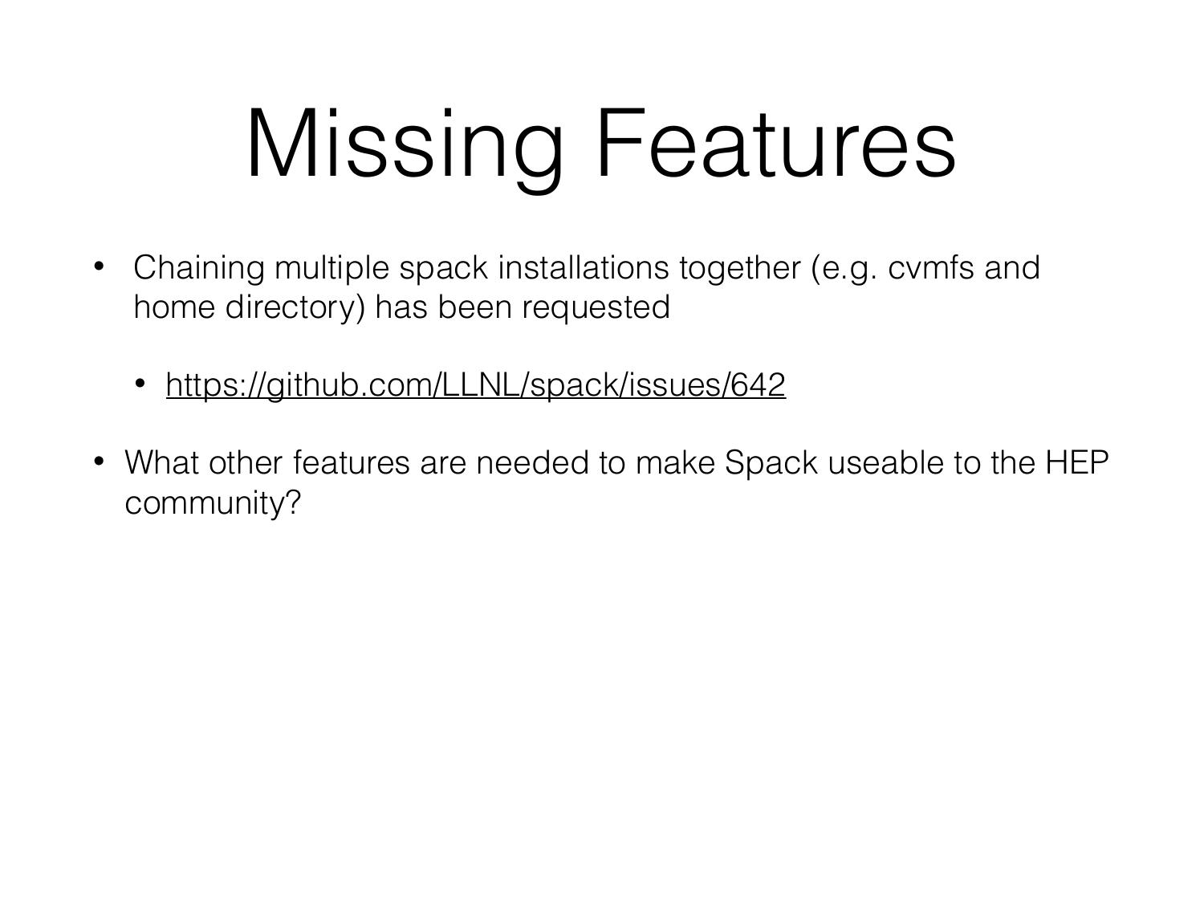# Missing Features

- Chaining multiple spack installations together (e.g. cvmfs and home directory) has been requested
  - https://github.com/LLNL/spack/issues/642
- What other features are needed to make Spack useable to the HEP community?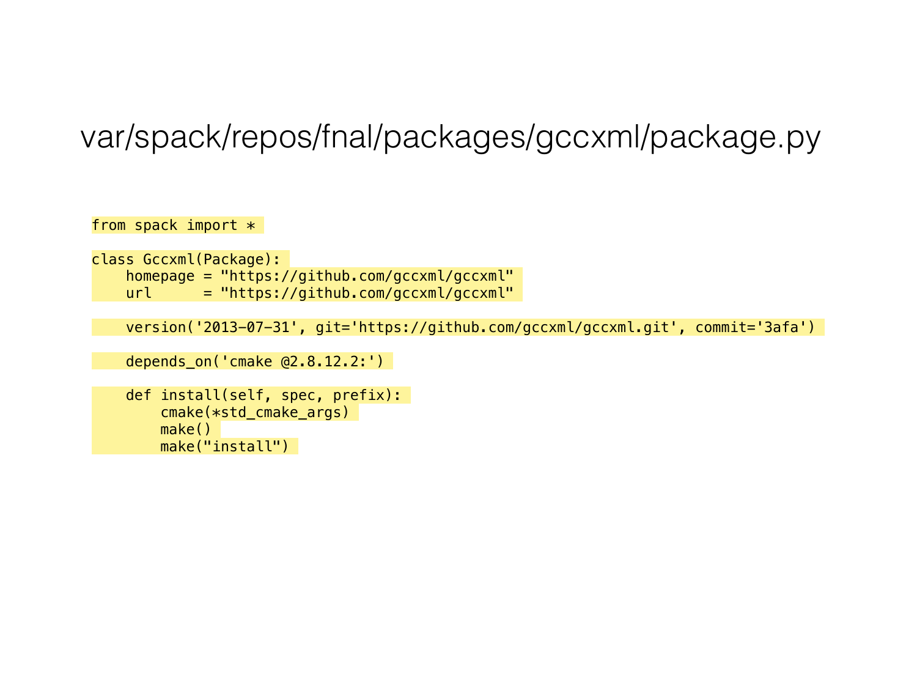# var/spack/repos/fnal/packages/gccxml/package.py

```
from spack import *

class Gccxml(Package):
    homepage = "https://github.com/gccxml/gccxml"
    url      = "https://github.com/gccxml/gccxml"

    version('2013-07-31', git='https://github.com/gccxml/gccxml.git', commit='3afa')

    depends_on('cmake @2.8.12.2:')

    def install(self, spec, prefix):
        cmake(*std_cmake_args)
        make()
        make("install")
```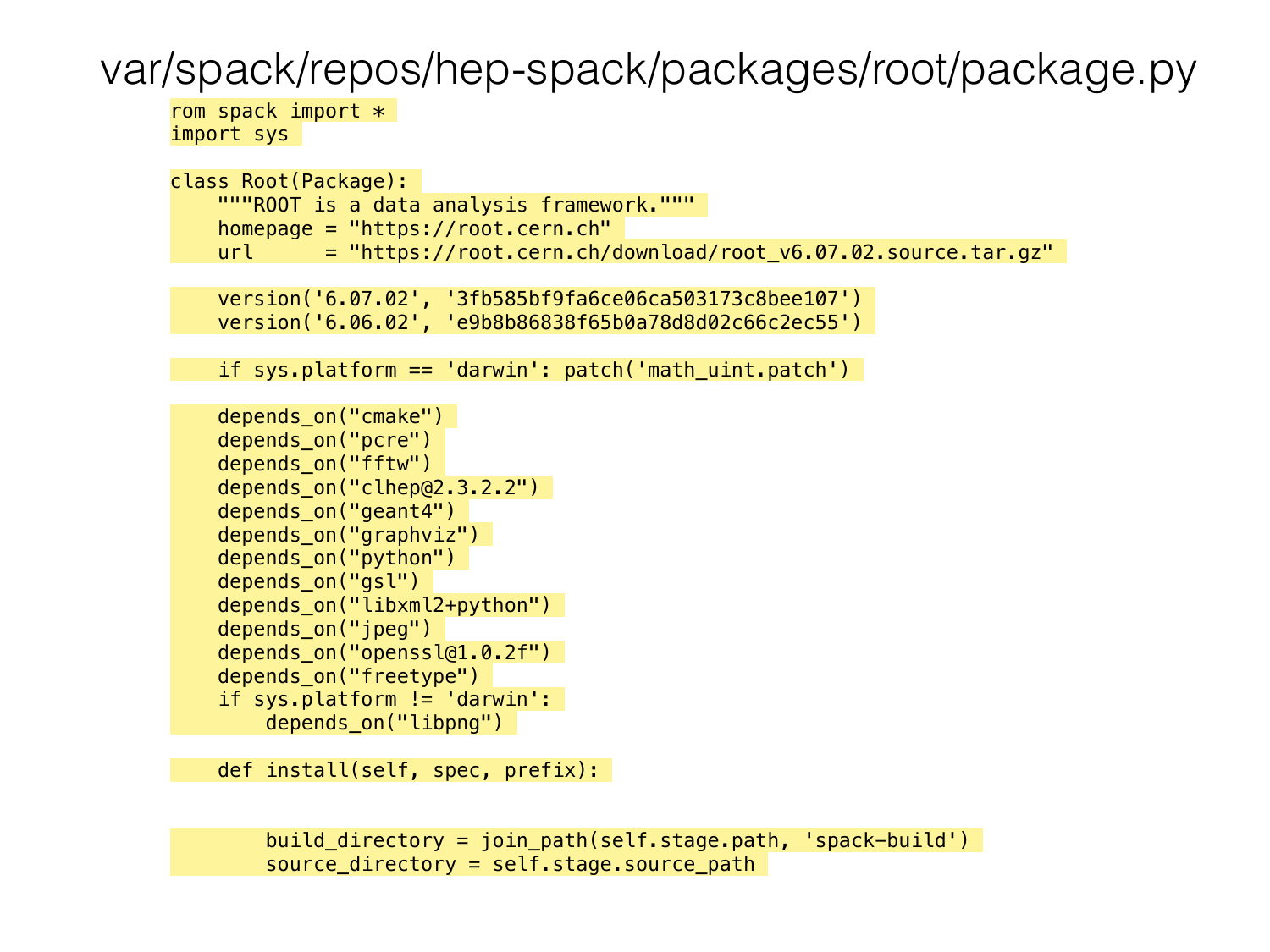# var/spack/repos/hep-spack/packages/root/package.py

```
rom spack import *
import sys

class Root(Package):
    """ROOT is a data analysis framework."""
    homepage = "https://root.cern.ch"
    url      = "https://root.cern.ch/download/root_v6.07.02.source.tar.gz"

    version('6.07.02', '3fb585bf9fa6ce06ca503173c8bee107')
    version('6.06.02', 'e9b8b86838f65b0a78d8d02c66c2ec55')

    if sys.platform == 'darwin': patch('math_uint.patch')

    depends_on("cmake")
    depends_on("pcre")
    depends_on("fftw")
    depends_on("clhep@2.3.2.2")
    depends_on("geant4")
    depends_on("graphviz")
    depends_on("python")
    depends_on("gsl")
    depends_on("libxml2+python")
    depends_on("jpeg")
    depends_on("openssl@1.0.2f")
    depends_on("freetype")
    if sys.platform != 'darwin':
        depends_on("libpng")

    def install(self, spec, prefix):


        build_directory = join_path(self.stage.path, 'spack-build')
        source_directory = self.stage.source_path
```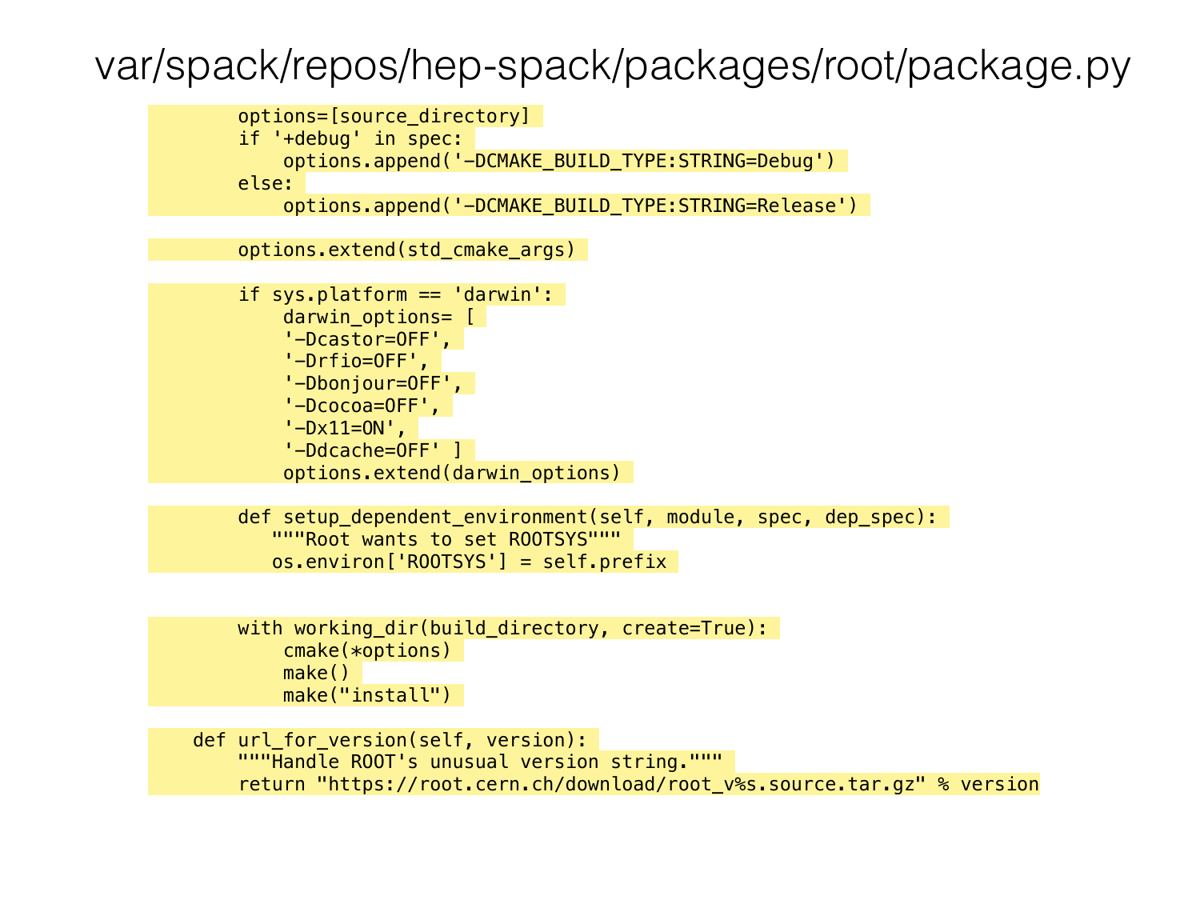# var/spack/repos/hep-spack/packages/root/package.py

```
        options=[source_directory]
        if '+debug' in spec:
            options.append('-DCMAKE_BUILD_TYPE:STRING=Debug')
        else:
            options.append('-DCMAKE_BUILD_TYPE:STRING=Release')

        options.extend(std_cmake_args)

        if sys.platform == 'darwin':
            darwin_options= [
            '-Dcastor=OFF',
            '-Drfio=OFF',
            '-Dbonjour=OFF',
            '-Dcocoa=OFF',
            '-Dx11=ON',
            '-Ddcache=OFF' ]
            options.extend(darwin_options)

        def setup_dependent_environment(self, module, spec, dep_spec):
           """Root wants to set ROOTSYS"""
           os.environ['ROOTSYS'] = self.prefix


        with working_dir(build_directory, create=True):
            cmake(*options)
            make()
            make("install")

    def url_for_version(self, version):
        """Handle ROOT's unusual version string."""
        return "https://root.cern.ch/download/root_v%s.source.tar.gz" % version
```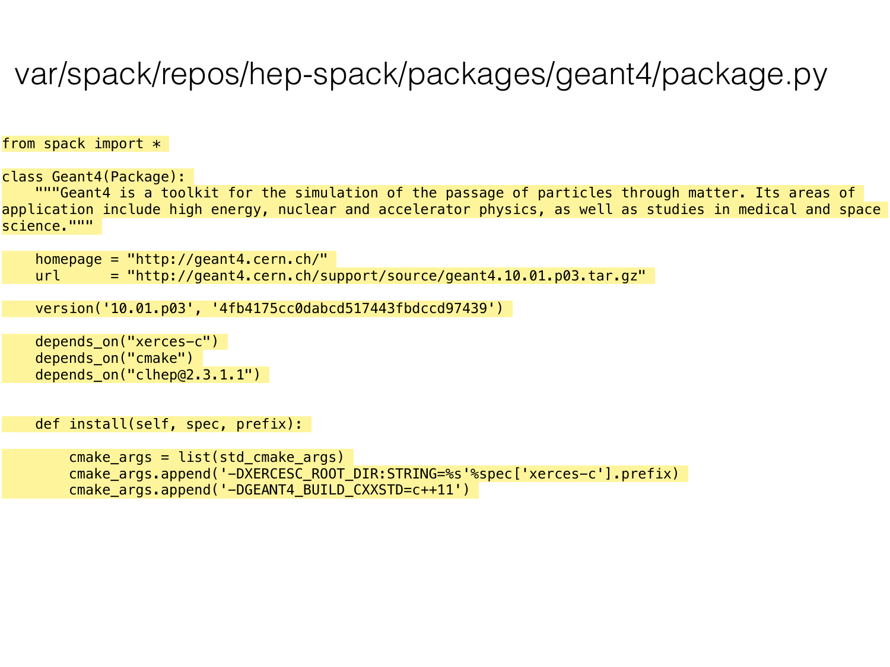# var/spack/repos/hep-spack/packages/geant4/package.py

```
from spack import *

class Geant4(Package):
    """Geant4 is a toolkit for the simulation of the passage of particles through matter. Its areas of
application include high energy, nuclear and accelerator physics, as well as studies in medical and space
science."""

    homepage = "http://geant4.cern.ch/"
    url      = "http://geant4.cern.ch/support/source/geant4.10.01.p03.tar.gz"

    version('10.01.p03', '4fb4175cc0dabcd517443fbdccd97439')

    depends_on("xerces-c")
    depends_on("cmake")
    depends_on("clhep@2.3.1.1")


    def install(self, spec, prefix):

        cmake_args = list(std_cmake_args)
        cmake_args.append('-DXERCESC_ROOT_DIR:STRING=%s'%spec['xerces-c'].prefix)
        cmake_args.append('-DGEANT4_BUILD_CXXSTD=c++11')
```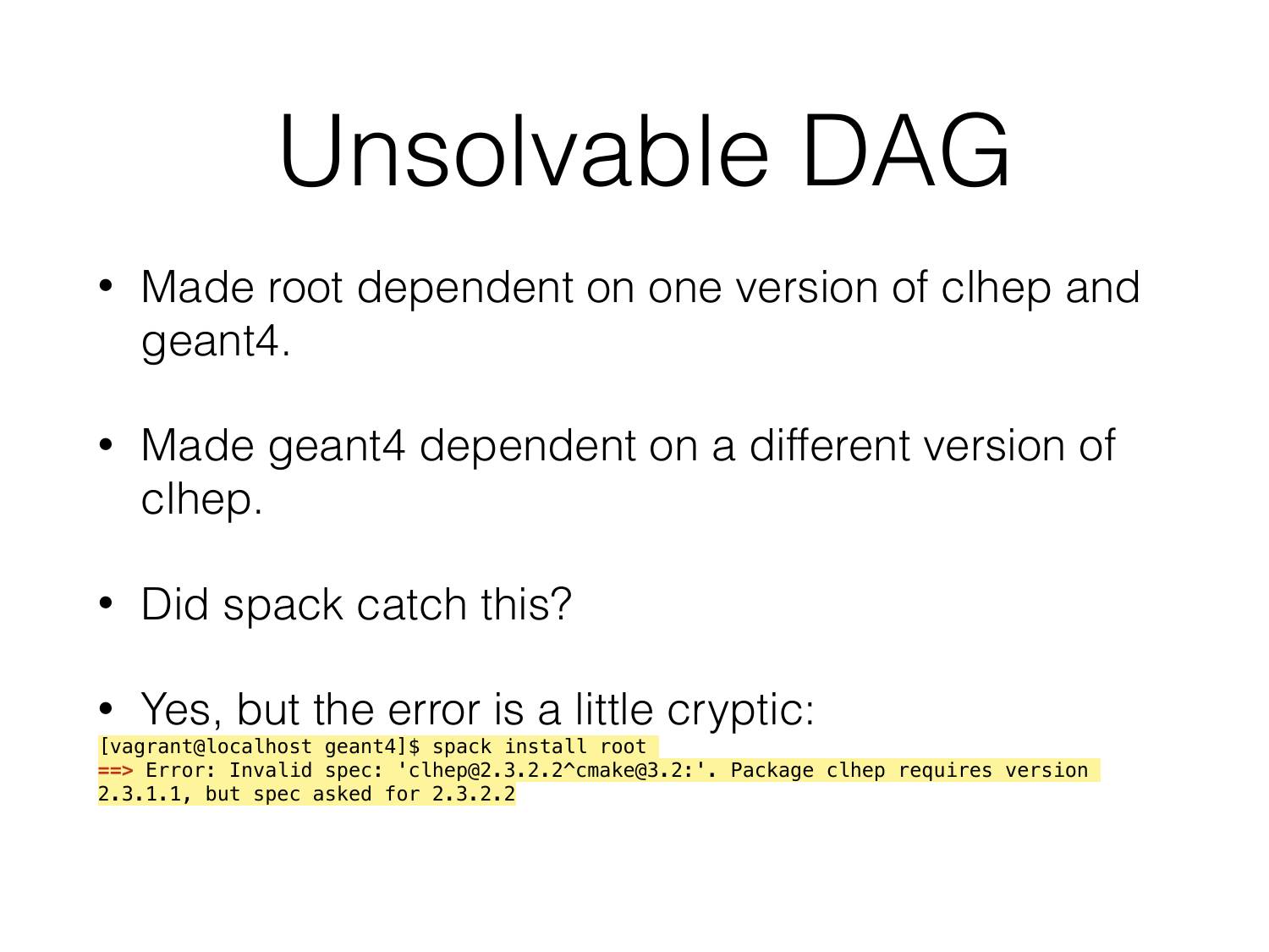# Unsolvable DAG

- Made root dependent on one version of clhep and geant4.
- Made geant4 dependent on a different version of clhep.
- Did spack catch this?
- Yes, but the error is a little cryptic:

```
[vagrant@localhost geant4]$ spack install root
==> Error: Invalid spec: 'clhep@2.3.2.2^cmake@3.2:'. Package clhep requires version 2.3.1.1, but spec asked for 2.3.2.2
```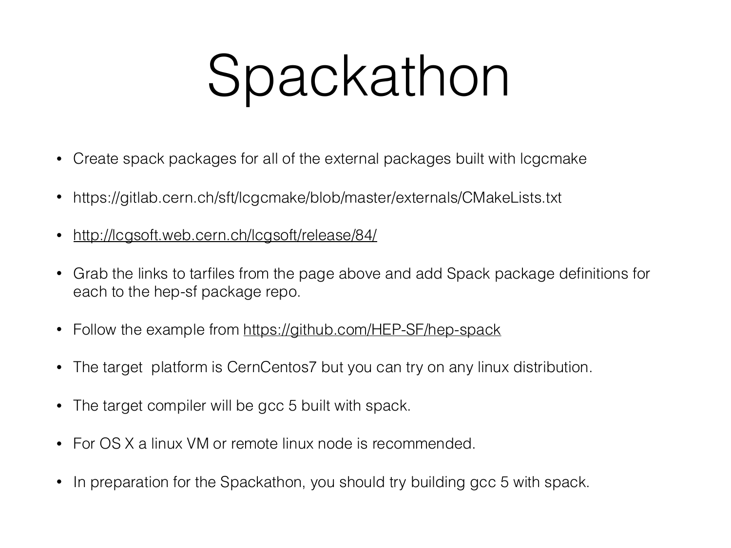# Spackathon

- Create spack packages for all of the external packages built with lcgcmake
- https://gitlab.cern.ch/sft/lcgcmake/blob/master/externals/CMakeLists.txt
- http://lcgsoft.web.cern.ch/lcgsoft/release/84/
- Grab the links to tarfiles from the page above and add Spack package definitions for each to the hep-sf package repo.
- Follow the example from https://github.com/HEP-SF/hep-spack
- The target platform is CernCentos7 but you can try on any linux distribution.
- The target compiler will be gcc 5 built with spack.
- For OS X a linux VM or remote linux node is recommended.
- In preparation for the Spackathon, you should try building gcc 5 with spack.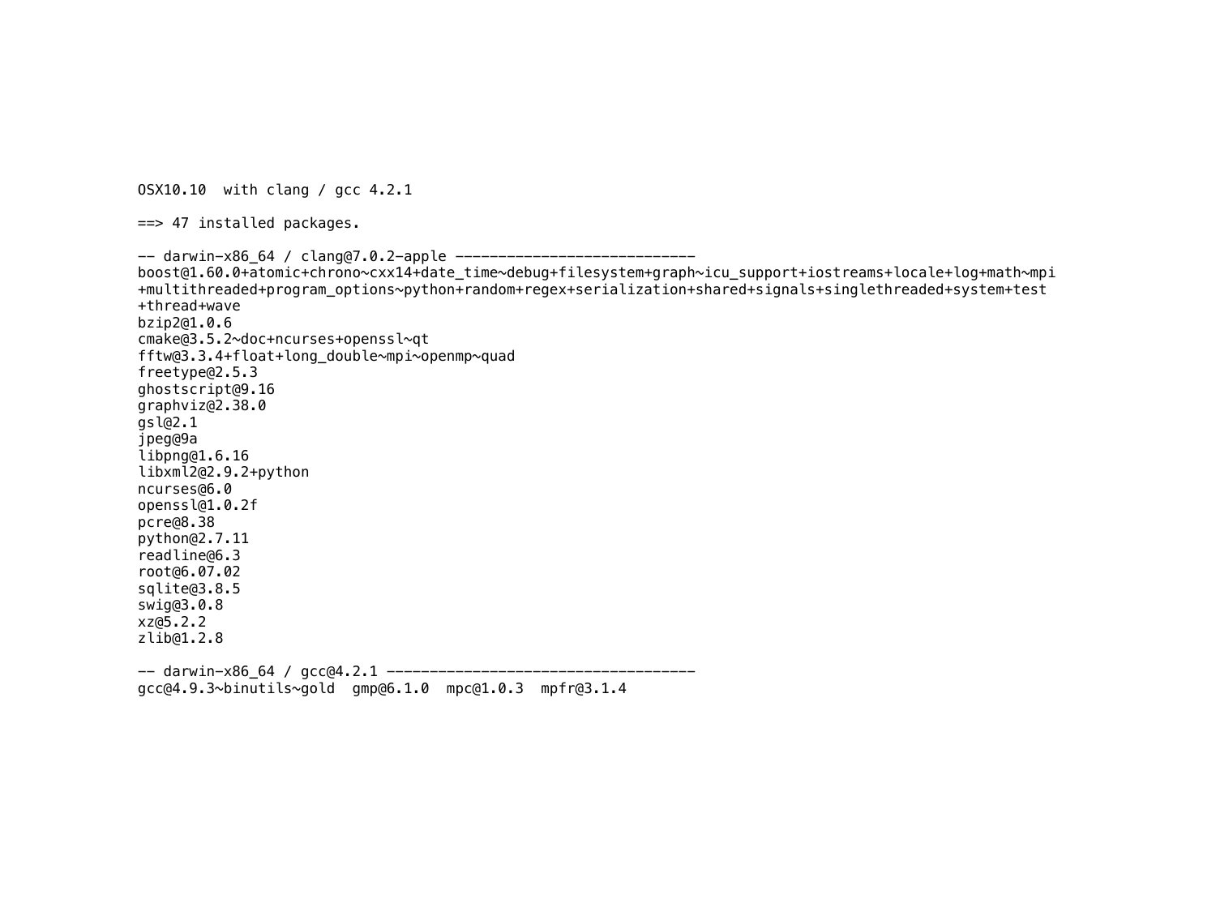```
OSX10.10  with clang / gcc 4.2.1

==> 47 installed packages.

-- darwin-x86_64 / clang@7.0.2-apple ----------------------------
boost@1.60.0+atomic+chrono~cxx14+date_time~debug+filesystem+graph~icu_support+iostreams+locale+log+math~mpi
+multithreaded+program_options~python+random+regex+serialization+shared+signals+singlethreaded+system+test
+thread+wave
bzip2@1.0.6
cmake@3.5.2~doc+ncurses+openssl~qt
fftw@3.3.4+float+long_double~mpi~openmp~quad
freetype@2.5.3
ghostscript@9.16
graphviz@2.38.0
gsl@2.1
jpeg@9a
libpng@1.6.16
libxml2@2.9.2+python
ncurses@6.0
openssl@1.0.2f
pcre@8.38
python@2.7.11
readline@6.3
root@6.07.02
sqlite@3.8.5
swig@3.0.8
xz@5.2.2
zlib@1.2.8

-- darwin-x86_64 / gcc@4.2.1 ------------------------------------
gcc@4.9.3~binutils~gold  gmp@6.1.0  mpc@1.0.3  mpfr@3.1.4
```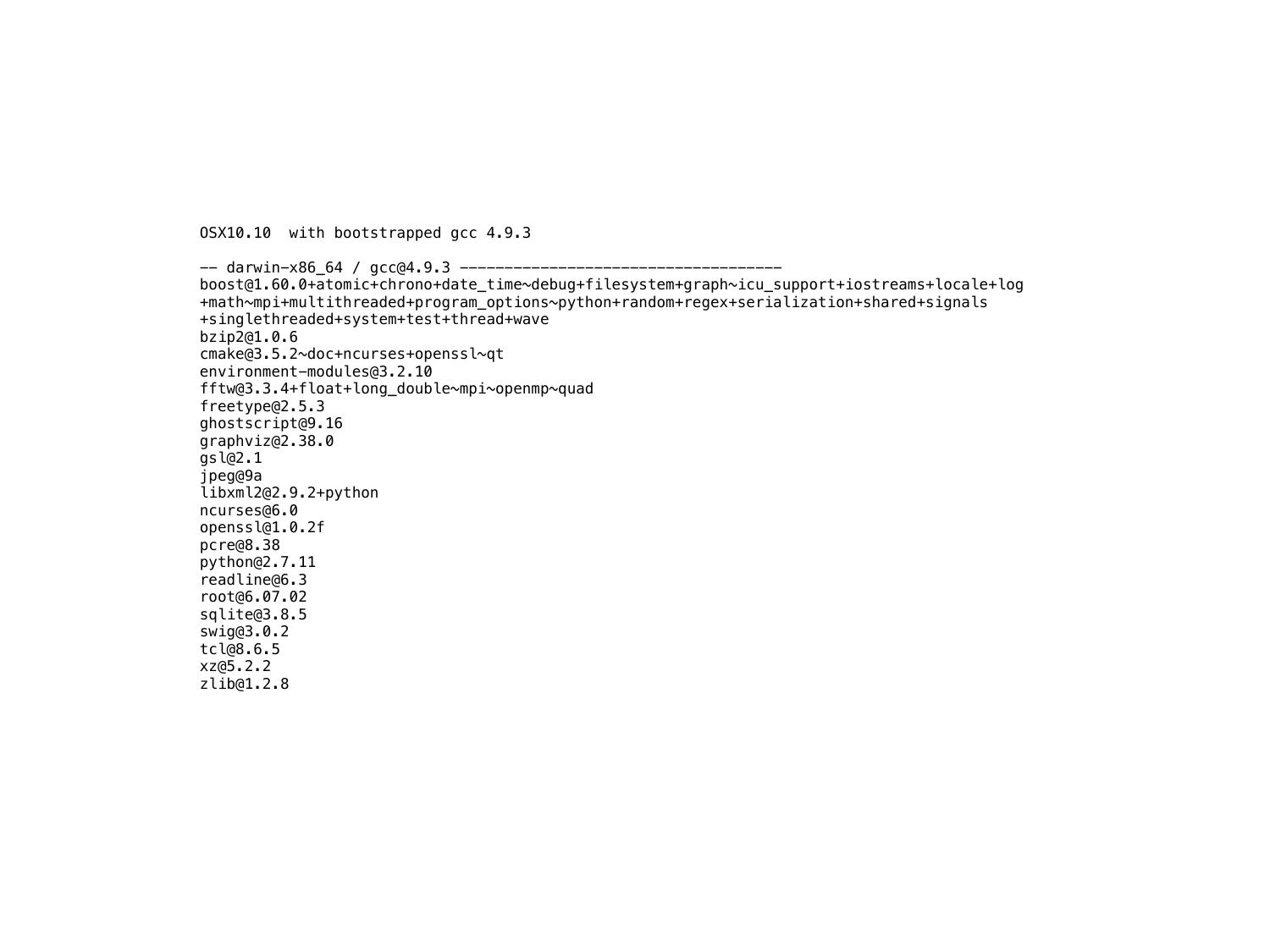OSX10.10  with bootstrapped gcc 4.9.3

```
-- darwin-x86_64 / gcc@4.9.3 -----------------------------------
boost@1.60.0+atomic+chrono+date_time~debug+filesystem+graph~icu_support+iostreams+locale+log
+math~mpi+multithreaded+program_options~python+random+regex+serialization+shared+signals
+singlethreaded+system+test+thread+wave
bzip2@1.0.6
cmake@3.5.2~doc+ncurses+openssl~qt
environment-modules@3.2.10
fftw@3.3.4+float+long_double~mpi~openmp~quad
freetype@2.5.3
ghostscript@9.16
graphviz@2.38.0
gsl@2.1
jpeg@9a
libxml2@2.9.2+python
ncurses@6.0
openssl@1.0.2f
pcre@8.38
python@2.7.11
readline@6.3
root@6.07.02
sqlite@3.8.5
swig@3.0.2
tcl@8.6.5
xz@5.2.2
zlib@1.2.8
```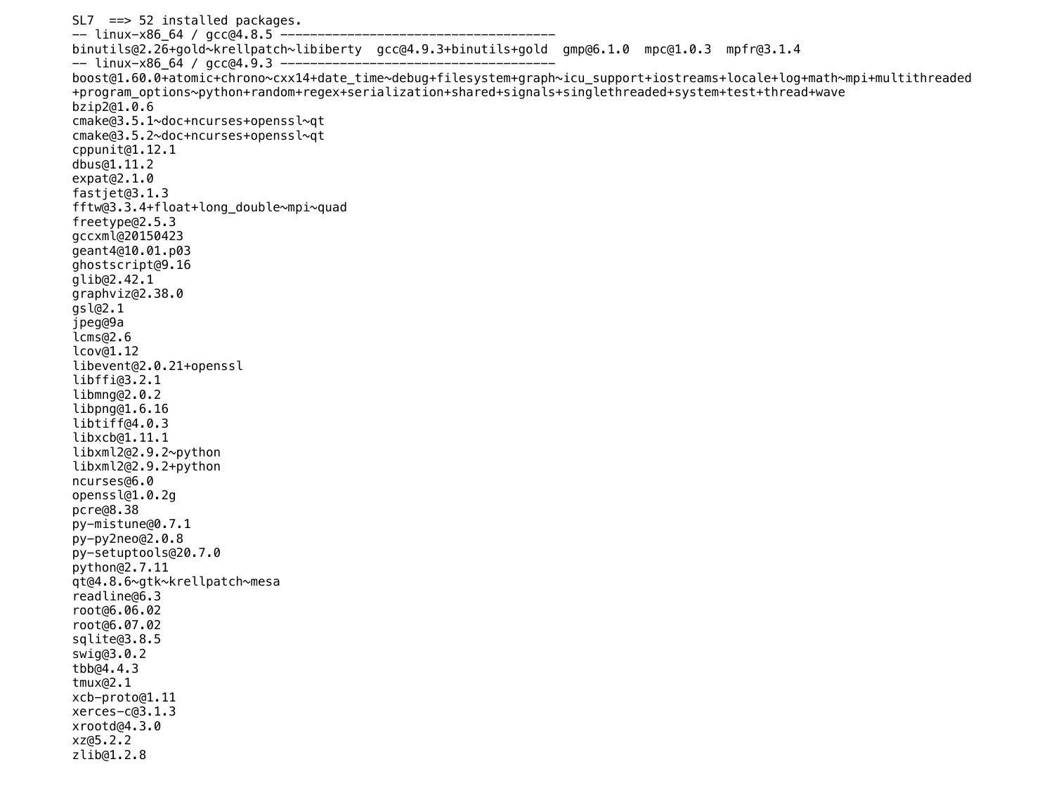```
SL7  ==> 52 installed packages.
-- linux-x86_64 / gcc@4.8.5 ------------------------------------
binutils@2.26+gold~krellpatch~libiberty  gcc@4.9.3+binutils+gold  gmp@6.1.0  mpc@1.0.3  mpfr@3.1.4
-- linux-x86_64 / gcc@4.9.3 ------------------------------------
boost@1.60.0+atomic+chrono~cxx14+date_time~debug+filesystem+graph~icu_support+iostreams+locale+log+math~mpi+multithreaded
+program_options~python+random+regex+serialization+shared+signals+singlethreaded+system+test+thread+wave
bzip2@1.0.6
cmake@3.5.1~doc+ncurses+openssl~qt
cmake@3.5.2~doc+ncurses+openssl~qt
cppunit@1.12.1
dbus@1.11.2
expat@2.1.0
fastjet@3.1.3
fftw@3.3.4+float+long_double~mpi~quad
freetype@2.5.3
gccxml@20150423
geant4@10.01.p03
ghostscript@9.16
glib@2.42.1
graphviz@2.38.0
gsl@2.1
jpeg@9a
lcms@2.6
lcov@1.12
libevent@2.0.21+openssl
libffi@3.2.1
libmng@2.0.2
libpng@1.6.16
libtiff@4.0.3
libxcb@1.11.1
libxml2@2.9.2~python
libxml2@2.9.2+python
ncurses@6.0
openssl@1.0.2g
pcre@8.38
py-mistune@0.7.1
py-py2neo@2.0.8
py-setuptools@20.7.0
python@2.7.11
qt@4.8.6~gtk~krellpatch~mesa
readline@6.3
root@6.06.02
root@6.07.02
sqlite@3.8.5
swig@3.0.2
tbb@4.4.3
tmux@2.1
xcb-proto@1.11
xerces-c@3.1.3
xrootd@4.3.0
xz@5.2.2
zlib@1.2.8
```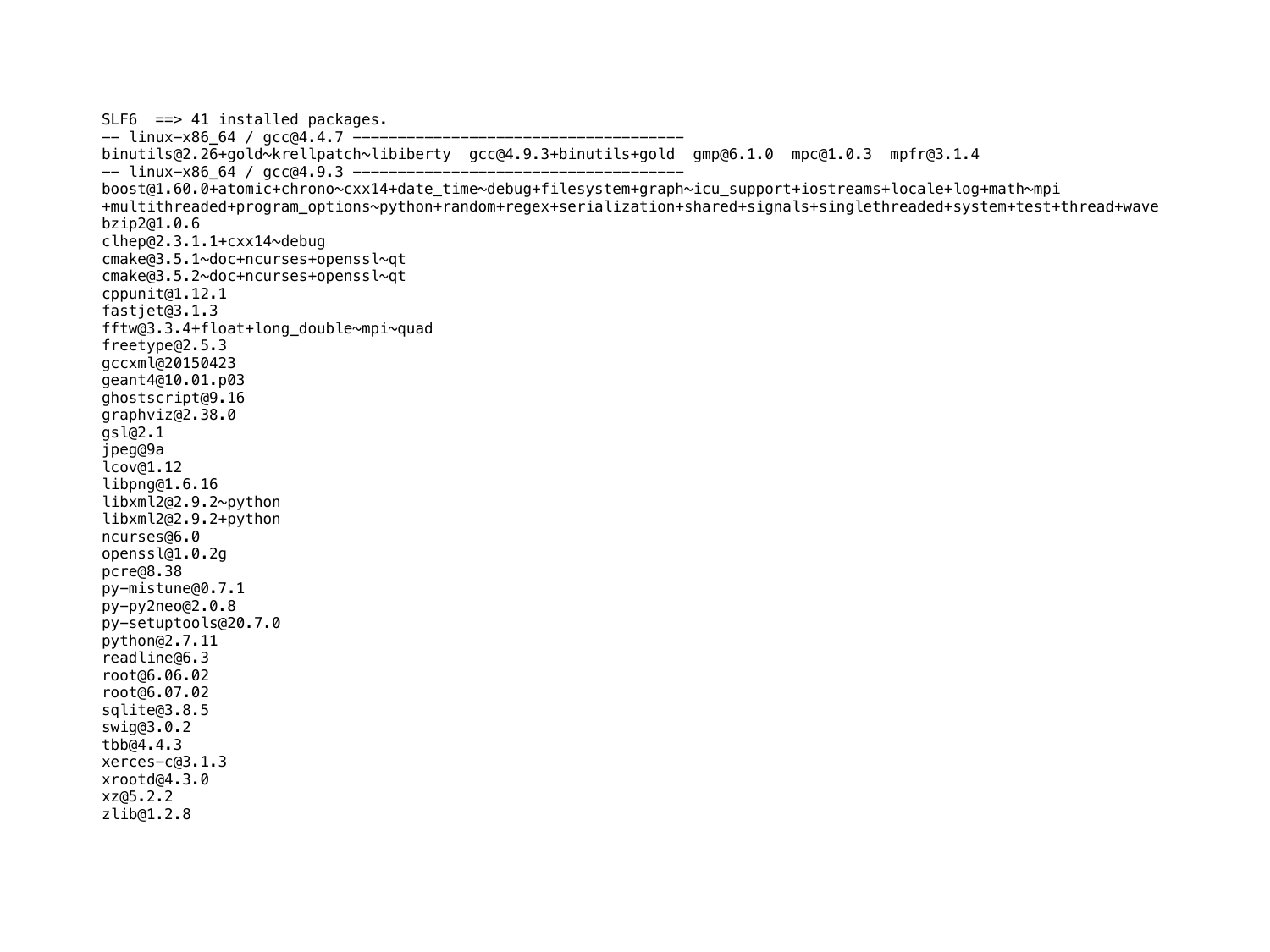```
SLF6  ==> 41 installed packages.
-- linux-x86_64 / gcc@4.4.7 ------------------------------------
binutils@2.26+gold~krellpatch~libiberty  gcc@4.9.3+binutils+gold  gmp@6.1.0  mpc@1.0.3  mpfr@3.1.4
-- linux-x86_64 / gcc@4.9.3 ------------------------------------
boost@1.60.0+atomic+chrono~cxx14+date_time~debug+filesystem+graph~icu_support+iostreams+locale+log+math~mpi
+multithreaded+program_options~python+random+regex+serialization+shared+signals+singlethreaded+system+test+thread+wave
bzip2@1.0.6
clhep@2.3.1.1+cxx14~debug
cmake@3.5.1~doc+ncurses+openssl~qt
cmake@3.5.2~doc+ncurses+openssl~qt
cppunit@1.12.1
fastjet@3.1.3
fftw@3.3.4+float+long_double~mpi~quad
freetype@2.5.3
gccxml@20150423
geant4@10.01.p03
ghostscript@9.16
graphviz@2.38.0
gsl@2.1
jpeg@9a
lcov@1.12
libpng@1.6.16
libxml2@2.9.2~python
libxml2@2.9.2+python
ncurses@6.0
openssl@1.0.2g
pcre@8.38
py-mistune@0.7.1
py-py2neo@2.0.8
py-setuptools@20.7.0
python@2.7.11
readline@6.3
root@6.06.02
root@6.07.02
sqlite@3.8.5
swig@3.0.2
tbb@4.4.3
xerces-c@3.1.3
xrootd@4.3.0
xz@5.2.2
zlib@1.2.8
```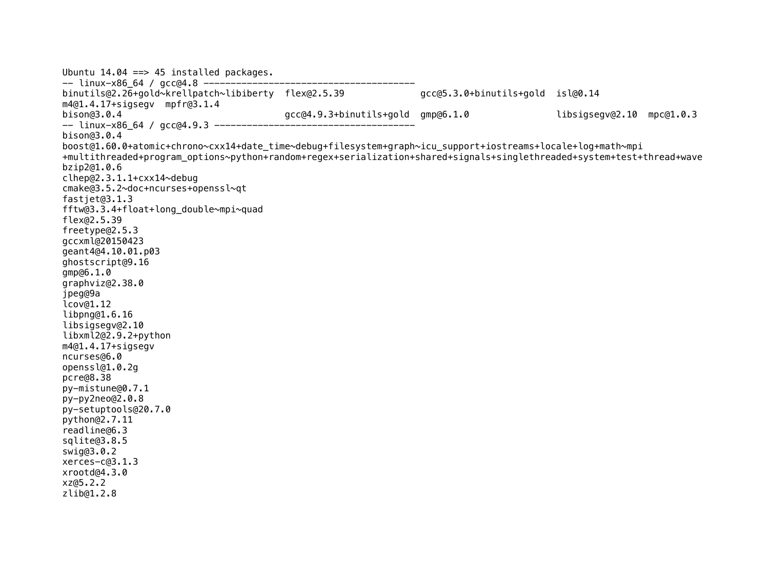```
Ubuntu 14.04 ==> 45 installed packages.
-- linux-x86_64 / gcc@4.8 ---------------------------------------
binutils@2.26+gold~krellpatch~libiberty  flex@2.5.39             gcc@5.3.0+binutils+gold  isl@0.14
m4@1.4.17+sigsegv  mpfr@3.1.4
bison@3.0.4                              gcc@4.9.3+binutils+gold  gmp@6.1.0                libsigsegv@2.10  mpc@1.0.3
-- linux-x86_64 / gcc@4.9.3 -------------------------------------
bison@3.0.4
boost@1.60.0+atomic+chrono~cxx14+date_time~debug+filesystem+graph~icu_support+iostreams+locale+log+math~mpi
+multithreaded+program_options~python+random+regex+serialization+shared+signals+singlethreaded+system+test+thread+wave
bzip2@1.0.6
clhep@2.3.1.1+cxx14~debug
cmake@3.5.2~doc+ncurses+openssl~qt
fastjet@3.1.3
fftw@3.3.4+float+long_double~mpi~quad
flex@2.5.39
freetype@2.5.3
gccxml@20150423
geant4@4.10.01.p03
ghostscript@9.16
gmp@6.1.0
graphviz@2.38.0
jpeg@9a
lcov@1.12
libpng@1.6.16
libsigsegv@2.10
libxml2@2.9.2+python
m4@1.4.17+sigsegv
ncurses@6.0
openssl@1.0.2g
pcre@8.38
py-mistune@0.7.1
py-py2neo@2.0.8
py-setuptools@20.7.0
python@2.7.11
readline@6.3
sqlite@3.8.5
swig@3.0.2
xerces-c@3.1.3
xrootd@4.3.0
xz@5.2.2
zlib@1.2.8
```